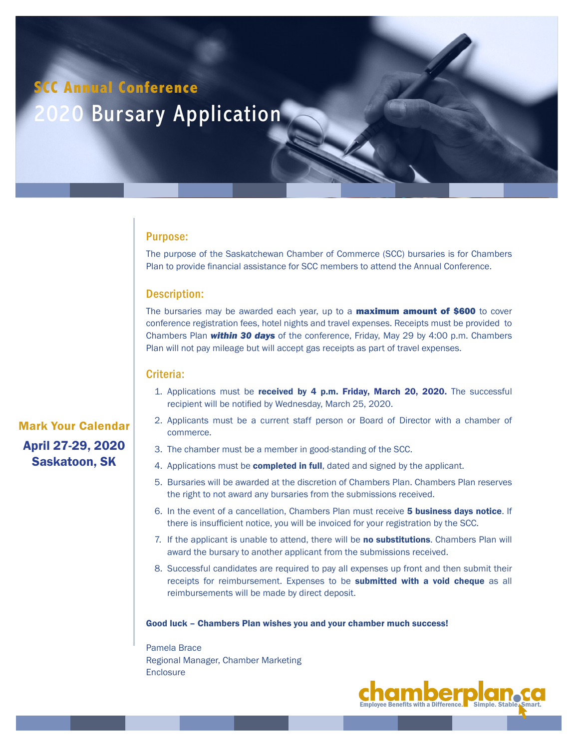## SCC Annual Conference

# 2020 Bursary Application

**Mark Your Calendar**

**April 27-29, 2020**
**Saskatoon, SK**

### Purpose:

The purpose of the Saskatchewan Chamber of Commerce (SCC) bursaries is for Chambers Plan to provide financial assistance for SCC members to attend the Annual Conference.

### Description:

The bursaries may be awarded each year, up to a **maximum amount of $600** to cover conference registration fees, hotel nights and travel expenses. Receipts must be provided to Chambers Plan ***within 30 days*** of the conference, Friday, May 29 by 4:00 p.m. Chambers Plan will not pay mileage but will accept gas receipts as part of travel expenses.

### Criteria:

1. Applications must be **received by 4 p.m. Friday, March 20, 2020.** The successful recipient will be notified by Wednesday, March 25, 2020.
2. Applicants must be a current staff person or Board of Director with a chamber of commerce.
3. The chamber must be a member in good-standing of the SCC.
4. Applications must be **completed in full**, dated and signed by the applicant.
5. Bursaries will be awarded at the discretion of Chambers Plan. Chambers Plan reserves the right to not award any bursaries from the submissions received.
6. In the event of a cancellation, Chambers Plan must receive **5 business days notice**. If there is insufficient notice, you will be invoiced for your registration by the SCC.
7. If the applicant is unable to attend, there will be **no substitutions**. Chambers Plan will award the bursary to another applicant from the submissions received.
8. Successful candidates are required to pay all expenses up front and then submit their receipts for reimbursement. Expenses to be **submitted with a void cheque** as all reimbursements will be made by direct deposit.

**Good luck – Chambers Plan wishes you and your chamber much success!**

Pamela Brace
Regional Manager, Chamber Marketing
Enclosure

chamberplan.ca
Employee Benefits with a Difference. Simple. Stable. Smart.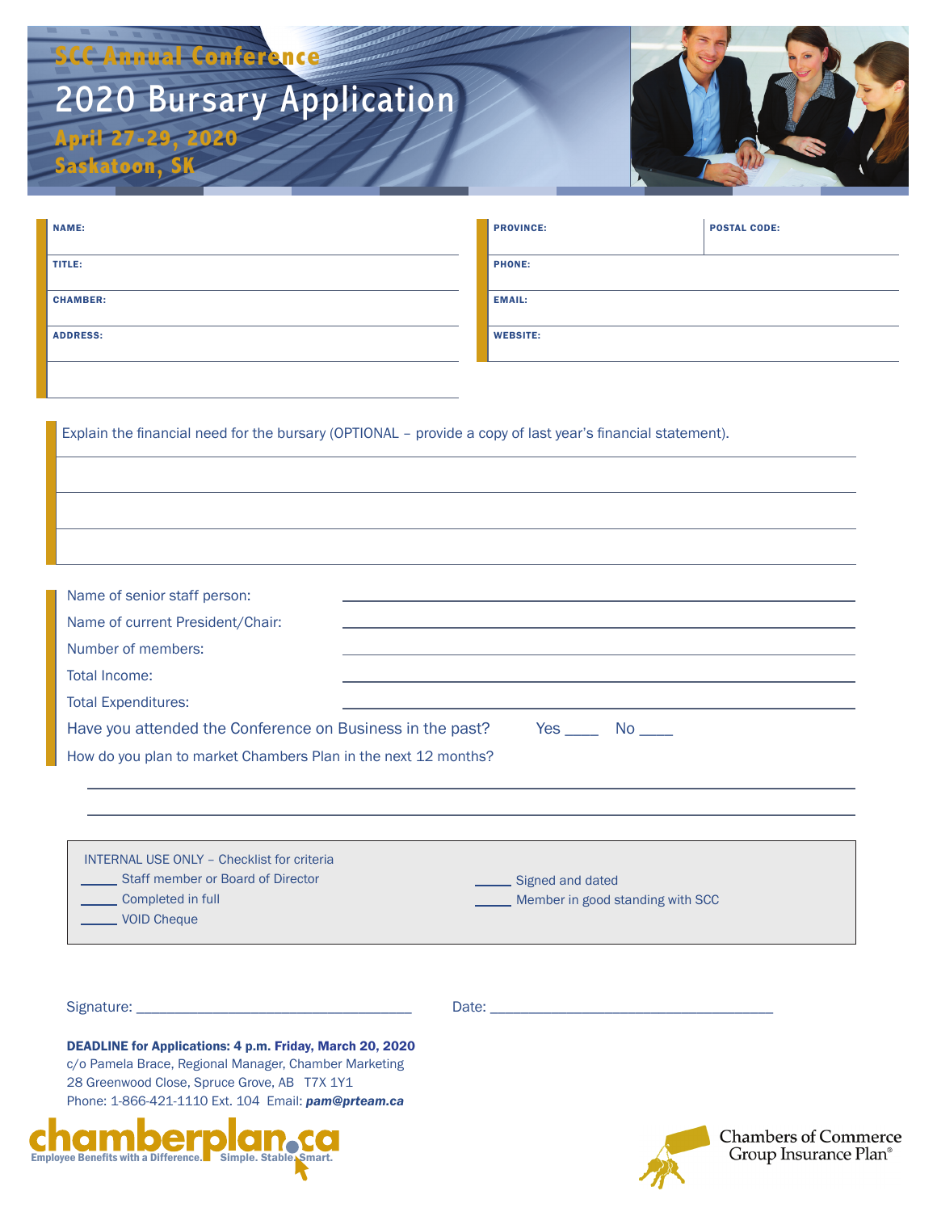SCC Annual Conference

# 2020 Bursary Application

April 27-29, 2020

Saskatoon, SK

NAME:

TITLE:

CHAMBER:

ADDRESS:

PROVINCE: | POSTAL CODE:

PHONE:

EMAIL:

WEBSITE:

Explain the financial need for the bursary (OPTIONAL – provide a copy of last year's financial statement).

Name of senior staff person: ____________________

Name of current President/Chair: ____________________

Number of members: ____________________

Total Income: ____________________

Total Expenditures: ____________________

Have you attended the Conference on Business in the past? Yes ____ No ____

How do you plan to market Chambers Plan in the next 12 months?

INTERNAL USE ONLY – Checklist for criteria

_____ Staff member or Board of Director

_____ Completed in full

_____ VOID Cheque

_____ Signed and dated

_____ Member in good standing with SCC

Signature: ____________________ Date: ____________________

**DEADLINE for Applications: 4 p.m. Friday, March 20, 2020**

c/o Pamela Brace, Regional Manager, Chamber Marketing

28 Greenwood Close, Spruce Grove, AB T7X 1Y1

Phone: 1-866-421-1110 Ext. 104 Email: ***pam@prteam.ca***

chamberplan.ca
Employee Benefits with a Difference. Simple. Stable. Smart.

Chambers of Commerce Group Insurance Plan®